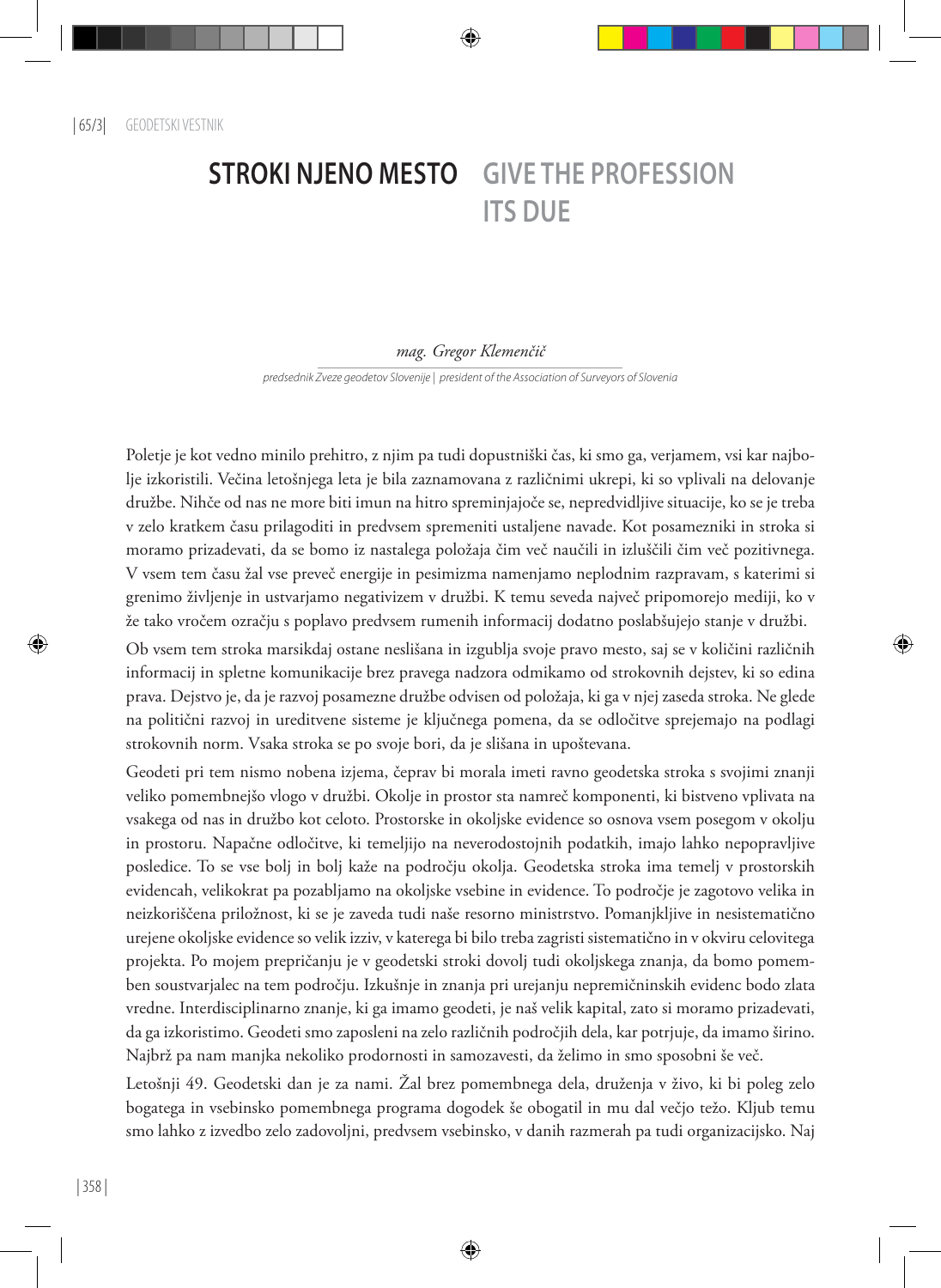# STROKI NJENO MESTO

# GIVE THE PROFESSION ITS DUE

*mag. Gregor Klemenčič*

*predsednik Zveze geodetov Slovenije | president of the Association of Surveyors of Slovenia*

Poletje je kot vedno minilo prehitro, z njim pa tudi dopustniški čas, ki smo ga, verjamem, vsi kar najbolje izkoristili. Večina letošnjega leta je bila zaznamovana z različnimi ukrepi, ki so vplivali na delovanje družbe. Nihče od nas ne more biti imun na hitro spreminjajoče se, nepredvidljive situacije, ko se je treba v zelo kratkem času prilagoditi in predvsem spremeniti ustaljene navade. Kot posamezniki in stroka si moramo prizadevati, da se bomo iz nastalega položaja čim več naučili in izluščili čim več pozitivnega. V vsem tem času žal vse preveč energije in pesimizma namenjamo neplodnim razpravam, s katerimi si grenimo življenje in ustvarjamo negativizem v družbi. K temu seveda največ pripomorejo mediji, ko v že tako vročem ozračju s poplavo predvsem rumenih informacij dodatno poslabšujejo stanje v družbi.

Ob vsem tem stroka marsikdaj ostane neslišana in izgublja svoje pravo mesto, saj se v količini različnih informacij in spletne komunikacije brez pravega nadzora odmikamo od strokovnih dejstev, ki so edina prava. Dejstvo je, da je razvoj posamezne družbe odvisen od položaja, ki ga v njej zaseda stroka. Ne glede na politični razvoj in ureditvene sisteme je ključnega pomena, da se odločitve sprejemajo na podlagi strokovnih norm. Vsaka stroka se po svoje bori, da je slišana in upoštevana.

Geodeti pri tem nismo nobena izjema, čeprav bi morala imeti ravno geodetska stroka s svojimi znanji veliko pomembnejšo vlogo v družbi. Okolje in prostor sta namreč komponenti, ki bistveno vplivata na vsakega od nas in družbo kot celoto. Prostorske in okoljske evidence so osnova vsem posegom v okolju in prostoru. Napačne odločitve, ki temeljijo na neverodostojnih podatkih, imajo lahko nepopravljive posledice. To se vse bolj in bolj kaže na področju okolja. Geodetska stroka ima temelj v prostorskih evidencah, velikokrat pa pozabljamo na okoljske vsebine in evidence. To področje je zagotovo velika in neizkoriščena priložnost, ki se je zaveda tudi naše resorno ministrstvo. Pomanjkljive in nesistematično urejene okoljske evidence so velik izziv, v katerega bi bilo treba zagristi sistematično in v okviru celovitega projekta. Po mojem prepričanju je v geodetski stroki dovolj tudi okoljskega znanja, da bomo pomemben soustvarjalec na tem področju. Izkušnje in znanja pri urejanju nepremičninskih evidenc bodo zlata vredne. Interdisciplinarno znanje, ki ga imamo geodeti, je naš velik kapital, zato si moramo prizadevati, da ga izkoristimo. Geodeti smo zaposleni na zelo različnih področjih dela, kar potrjuje, da imamo širino. Najbrž pa nam manjka nekoliko prodornosti in samozavesti, da želimo in smo sposobni še več.

Letošnji 49. Geodetski dan je za nami. Žal brez pomembnega dela, druženja v živo, ki bi poleg zelo bogatega in vsebinsko pomembnega programa dogodek še obogatil in mu dal večjo težo. Kljub temu smo lahko z izvedbo zelo zadovoljni, predvsem vsebinsko, v danih razmerah pa tudi organizacijsko. Naj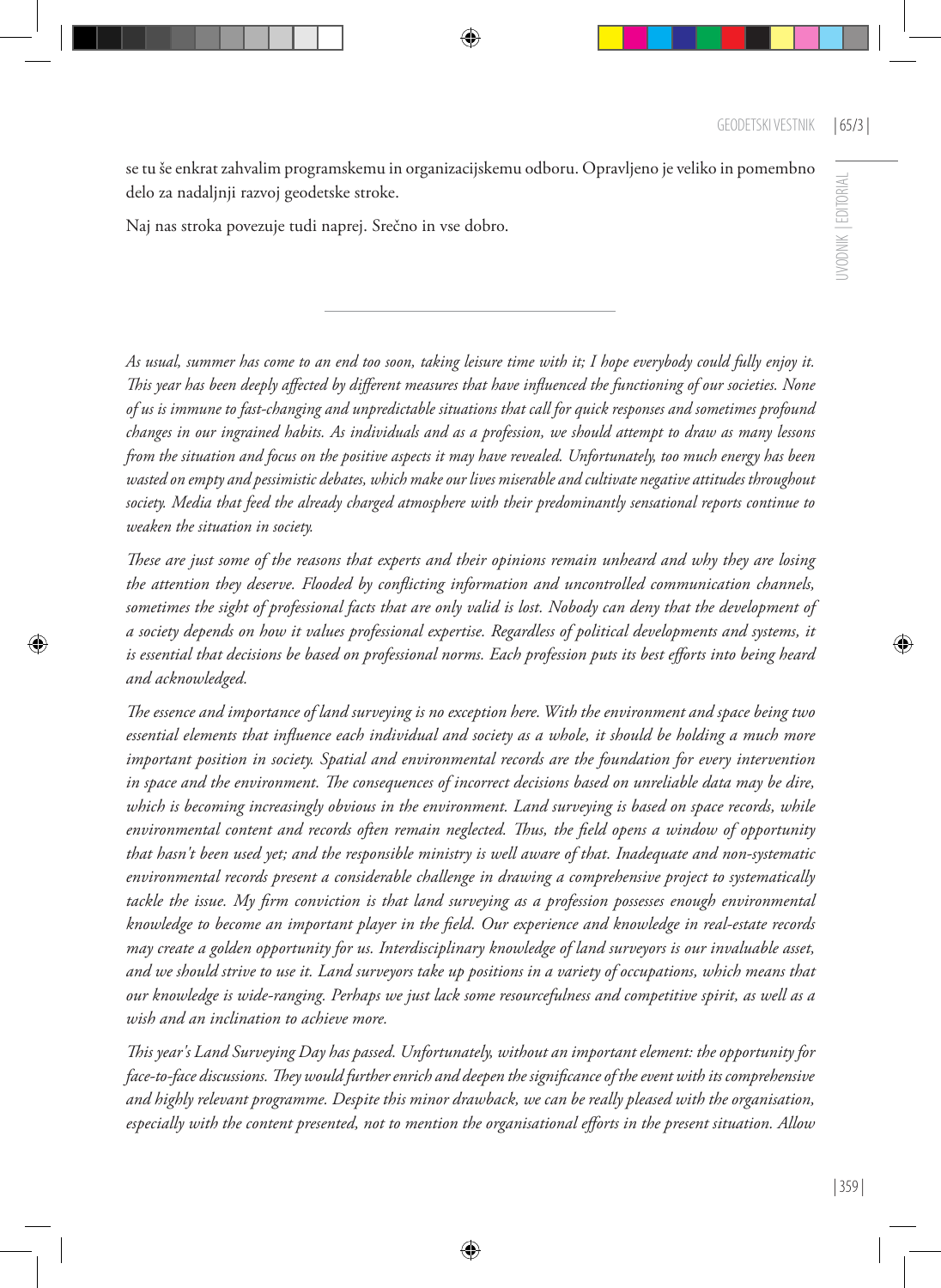se tu še enkrat zahvalim programskemu in organizacijskemu odboru. Opravljeno je veliko in pomembno delo za nadaljnji razvoj geodetske stroke.

Naj nas stroka povezuje tudi naprej. Srečno in vse dobro.

---

*As usual, summer has come to an end too soon, taking leisure time with it; I hope everybody could fully enjoy it. This year has been deeply affected by different measures that have influenced the functioning of our societies. None of us is immune to fast-changing and unpredictable situations that call for quick responses and sometimes profound changes in our ingrained habits. As individuals and as a profession, we should attempt to draw as many lessons from the situation and focus on the positive aspects it may have revealed. Unfortunately, too much energy has been wasted on empty and pessimistic debates, which make our lives miserable and cultivate negative attitudes throughout society. Media that feed the already charged atmosphere with their predominantly sensational reports continue to weaken the situation in society.*

*These are just some of the reasons that experts and their opinions remain unheard and why they are losing the attention they deserve. Flooded by conflicting information and uncontrolled communication channels, sometimes the sight of professional facts that are only valid is lost. Nobody can deny that the development of a society depends on how it values professional expertise. Regardless of political developments and systems, it is essential that decisions be based on professional norms. Each profession puts its best efforts into being heard and acknowledged.*

*The essence and importance of land surveying is no exception here. With the environment and space being two essential elements that influence each individual and society as a whole, it should be holding a much more important position in society. Spatial and environmental records are the foundation for every intervention in space and the environment. The consequences of incorrect decisions based on unreliable data may be dire, which is becoming increasingly obvious in the environment. Land surveying is based on space records, while environmental content and records often remain neglected. Thus, the field opens a window of opportunity that hasn't been used yet; and the responsible ministry is well aware of that. Inadequate and non-systematic environmental records present a considerable challenge in drawing a comprehensive project to systematically tackle the issue. My firm conviction is that land surveying as a profession possesses enough environmental knowledge to become an important player in the field. Our experience and knowledge in real-estate records may create a golden opportunity for us. Interdisciplinary knowledge of land surveyors is our invaluable asset, and we should strive to use it. Land surveyors take up positions in a variety of occupations, which means that our knowledge is wide-ranging. Perhaps we just lack some resourcefulness and competitive spirit, as well as a wish and an inclination to achieve more.*

*This year's Land Surveying Day has passed. Unfortunately, without an important element: the opportunity for face-to-face discussions. They would further enrich and deepen the significance of the event with its comprehensive and highly relevant programme. Despite this minor drawback, we can be really pleased with the organisation, especially with the content presented, not to mention the organisational efforts in the present situation. Allow*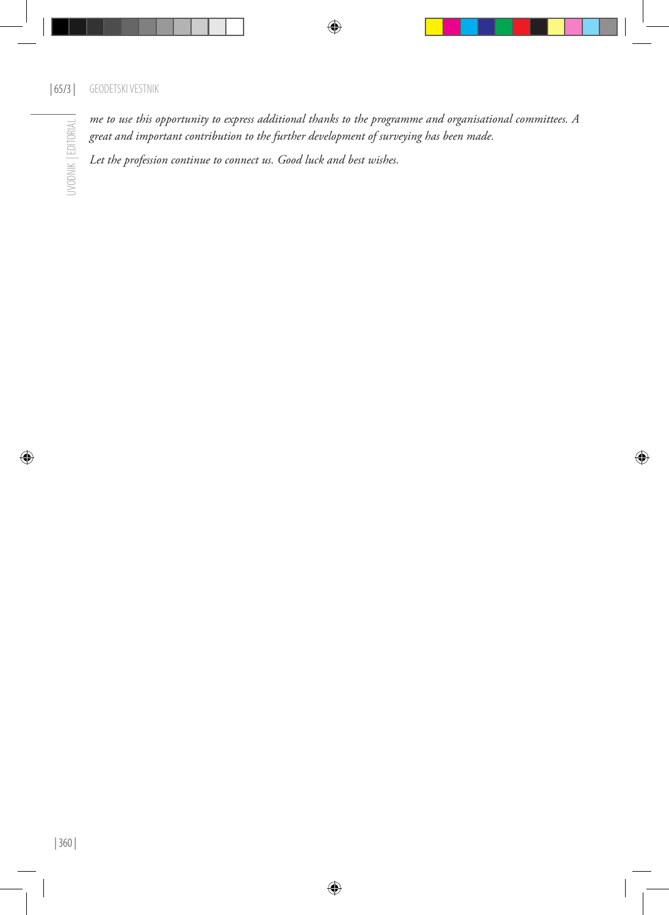*me to use this opportunity to express additional thanks to the programme and organisational committees. A great and important contribution to the further development of surveying has been made.*

*Let the profession continue to connect us. Good luck and best wishes.*